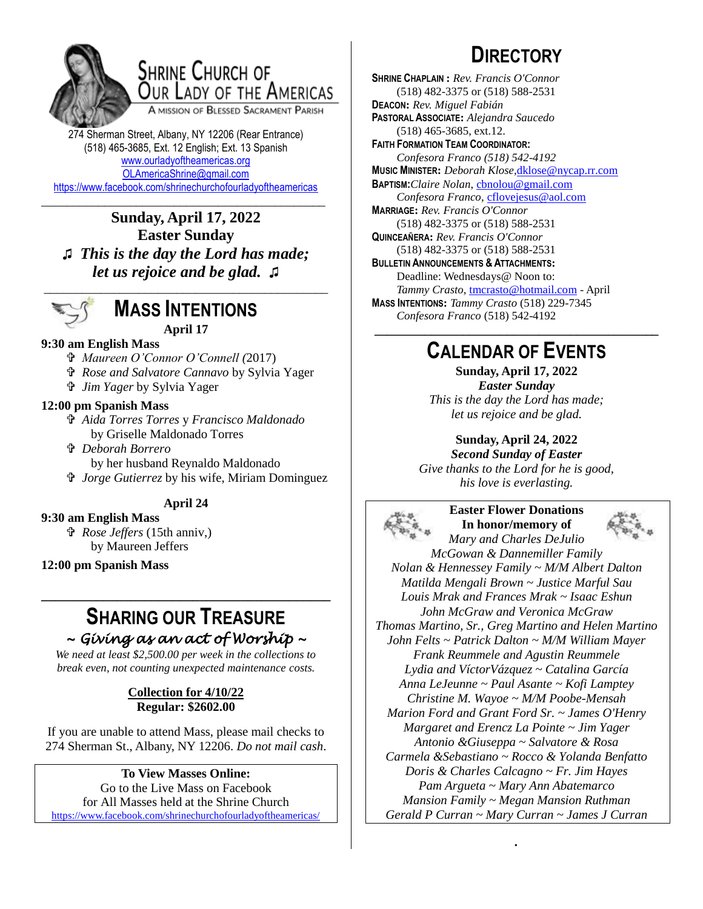# Shrine Church of Our Lady of the Americas

A Mission of Blessed Sacrament Parish

274 Sherman Street, Albany, NY 12206 (Rear Entrance)
(518) 465-3685, Ext. 12 English; Ext. 13 Spanish
www.ourladyoftheamericas.org
OLAmericaShrine@gmail.com
https://www.facebook.com/shrinechurchofourladyoftheamericas

---

**Sunday, April 17, 2022**
**Easter Sunday**
♫ ***This is the day the Lord has made; let us rejoice and be glad.*** ♫

---

## Mass Intentions

**April 17**

**9:30 am English Mass**

- ✞ *Maureen O'Connor O'Connell (*2017)
- ✞ *Rose and Salvatore Cannavo* by Sylvia Yager
- ✞ *Jim Yager* by Sylvia Yager

**12:00 pm Spanish Mass**

- ✞ *Aida Torres Torres* y *Francisco Maldonado* by Griselle Maldonado Torres
- ✞ *Deborah Borrero* by her husband Reynaldo Maldonado
- ✞ *Jorge Gutierrez* by his wife, Miriam Dominguez

**April 24**

**9:30 am English Mass**

- ✞ *Rose Jeffers* (15th anniv,) by Maureen Jeffers

**12:00 pm Spanish Mass**

---

## Sharing Our Treasure

*~ Giving as an act of Worship ~*

*We need at least $2,500.00 per week in the collections to break even, not counting unexpected maintenance costs.*

**Collection for 4/10/22**
**Regular: $2602.00**

If you are unable to attend Mass, please mail checks to 274 Sherman St., Albany, NY 12206. *Do not mail cash*.

**To View Masses Online:**
Go to the Live Mass on Facebook
for All Masses held at the Shrine Church
https://www.facebook.com/shrinechurchofourladyoftheamericas/

## Directory

**Shrine Chaplain :** *Rev. Francis O'Connor*
(518) 482-3375 or (518) 588-2531
**Deacon:** *Rev. Miguel Fabián*
**Pastoral Associate:** *Alejandra Saucedo*
(518) 465-3685, ext.12.
**Faith Formation Team Coordinator:**
*Confesora Franco (518) 542-4192*
**Music Minister:** *Deborah Klose*, dklose@nycap.rr.com
**Baptism:** *Claire Nolan*, cbnolou@gmail.com
*Confesora Franco*, cflovejesus@aol.com
**Marriage:** *Rev. Francis O'Connor*
(518) 482-3375 or (518) 588-2531
**Quinceañera:** *Rev. Francis O'Connor*
(518) 482-3375 or (518) 588-2531
**Bulletin Announcements & Attachments:**
Deadline: Wednesdays@ Noon to:
*Tammy Crasto*, tmcrasto@hotmail.com - April
**Mass Intentions:** *Tammy Crasto* (518) 229-7345
*Confesora Franco* (518) 542-4192

---

## Calendar of Events

**Sunday, April 17, 2022**
***Easter Sunday***
*This is the day the Lord has made; let us rejoice and be glad.*

**Sunday, April 24, 2022**
***Second Sunday of Easter***
*Give thanks to the Lord for he is good, his love is everlasting.*

**Easter Flower Donations**
**In honor/memory of**

*Mary and Charles DeJulio*
*McGowan & Dannemiller Family*
*Nolan & Hennessey Family ~ M/M Albert Dalton*
*Matilda Mengali Brown ~ Justice Marful Sau*
*Louis Mrak and Frances Mrak ~ Isaac Eshun*
*John McGraw and Veronica McGraw*
*Thomas Martino, Sr., Greg Martino and Helen Martino*
*John Felts ~ Patrick Dalton ~ M/M William Mayer*
*Frank Reummele and Agustin Reummele*
*Lydia and VíctorVázquez ~ Catalina García*
*Anna LeJeunne ~ Paul Asante ~ Kofi Lamptey*
*Christine M. Wayoe ~ M/M Poobe-Mensah*
*Marion Ford and Grant Ford Sr. ~ James O'Henry*
*Margaret and Erencz La Pointe ~ Jim Yager*
*Antonio &Giuseppa ~ Salvatore & Rosa*
*Carmela &Sebastiano ~ Rocco & Yolanda Benfatto*
*Doris & Charles Calcagno ~ Fr. Jim Hayes*
*Pam Argueta ~ Mary Ann Abatemarco*
*Mansion Family ~ Megan Mansion Ruthman*
*Gerald P Curran ~ Mary Curran ~ James J Curran*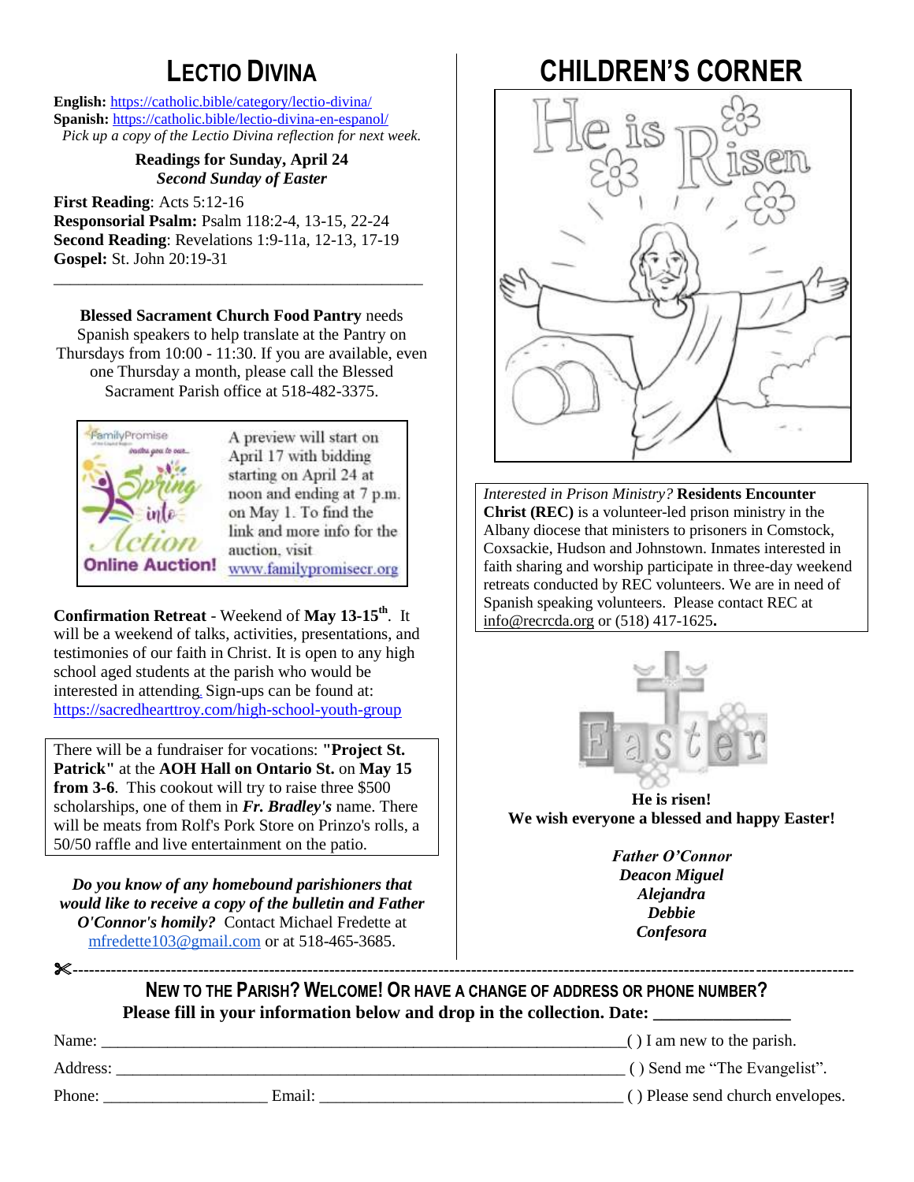## LECTIO DIVINA

**English:** https://catholic.bible/category/lectio-divina/
**Spanish:** https://catholic.bible/lectio-divina-en-espanol/
*Pick up a copy of the Lectio Divina reflection for next week.*

**Readings for Sunday, April 24**
***Second Sunday of Easter***

**First Reading**: Acts 5:12-16
**Responsorial Psalm:** Psalm 118:2-4, 13-15, 22-24
**Second Reading**: Revelations 1:9-11a, 12-13, 17-19
**Gospel:** St. John 20:19-31

---

**Blessed Sacrament Church Food Pantry** needs Spanish speakers to help translate at the Pantry on Thursdays from 10:00 - 11:30. If you are available, even one Thursday a month, please call the Blessed Sacrament Parish office at 518-482-3375.

FamilyPromise Spring into Action Online Auction!

A preview will start on April 17 with bidding starting on April 24 at noon and ending at 7 p.m. on May 1. To find the link and more info for the auction, visit www.familypromisecr.org

**Confirmation Retreat** - Weekend of **May 13-15th**. It will be a weekend of talks, activities, presentations, and testimonies of our faith in Christ. It is open to any high school aged students at the parish who would be interested in attending. Sign-ups can be found at: https://sacredhearttroy.com/high-school-youth-group

There will be a fundraiser for vocations: **"Project St. Patrick"** at the **AOH Hall on Ontario St.** on **May 15 from 3-6**. This cookout will try to raise three $500 scholarships, one of them in ***Fr. Bradley's*** name. There will be meats from Rolf's Pork Store on Prinzo's rolls, a 50/50 raffle and live entertainment on the patio.

***Do you know of any homebound parishioners that would like to receive a copy of the bulletin and Father O'Connor's homily?*** Contact Michael Fredette at mfredette103@gmail.com or at 518-465-3685.

## CHILDREN'S CORNER

He is Risen

*Interested in Prison Ministry?* **Residents Encounter Christ (REC)** is a volunteer-led prison ministry in the Albany diocese that ministers to prisoners in Comstock, Coxsackie, Hudson and Johnstown. Inmates interested in faith sharing and worship participate in three-day weekend retreats conducted by REC volunteers. We are in need of Spanish speaking volunteers. Please contact REC at info@recrcda.org or (518) 417-1625**.**

Easter

**He is risen!**
**We wish everyone a blessed and happy Easter!**

***Father O'Connor***
***Deacon Miguel***
***Alejandra***
***Debbie***
***Confesora***

---

### NEW TO THE PARISH? WELCOME! OR HAVE A CHANGE OF ADDRESS OR PHONE NUMBER?

**Please fill in your information below and drop in the collection. Date: _______________**

Name: ________________________________________________ ( ) I am new to the parish.

Address: ______________________________________________ ( ) Send me "The Evangelist".

Phone: ____________________ Email: ____________________________ ( ) Please send church envelopes.